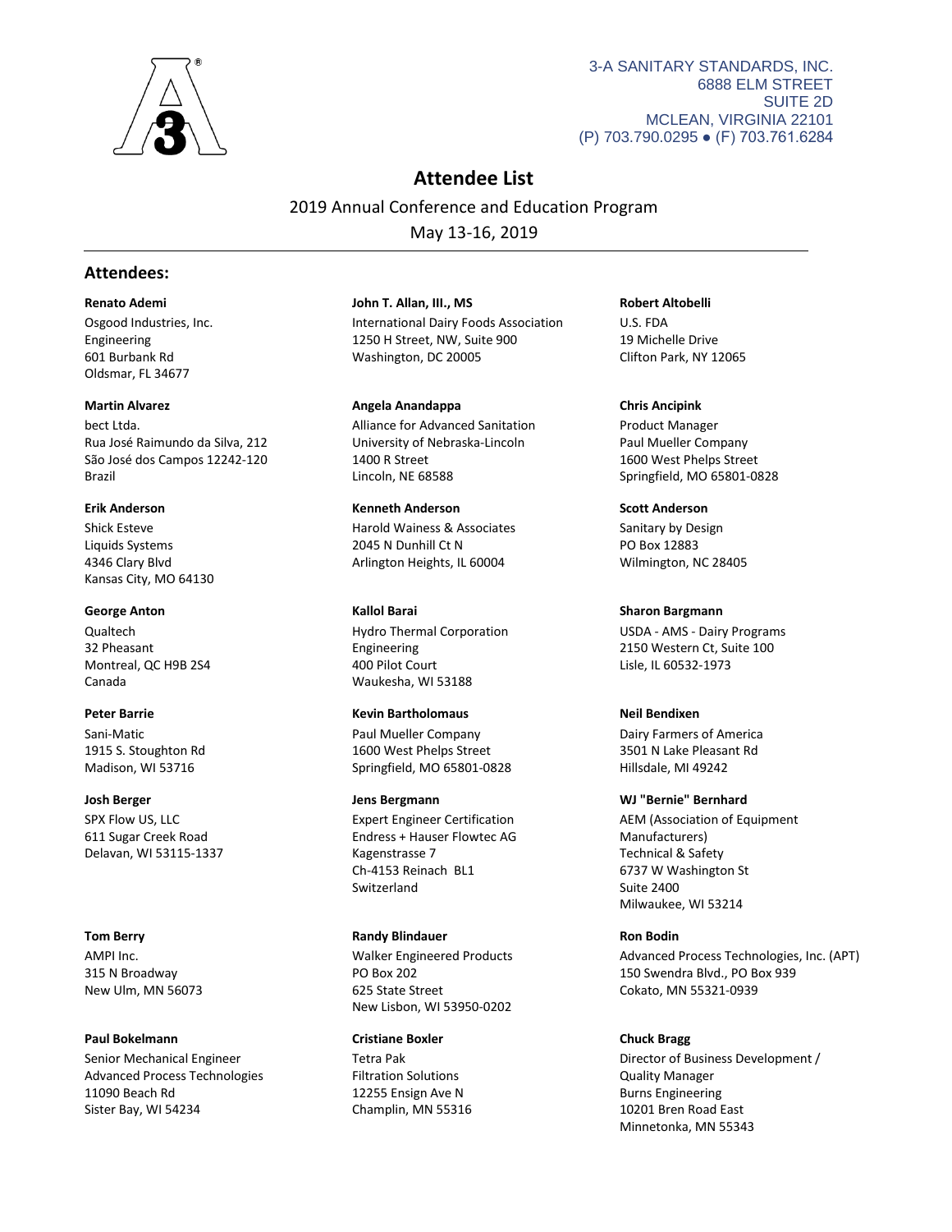3-A SANITARY STANDARDS, INC.
6888 ELM STREET
SUITE 2D
MCLEAN, VIRGINIA 22101
(P) 703.790.0295 ● (F) 703.761.6284

# Attendee List

2019 Annual Conference and Education Program

May 13-16, 2019

## Attendees:

**Renato Ademi**
Osgood Industries, Inc.
Engineering
601 Burbank Rd
Oldsmar, FL 34677

**John T. Allan, III., MS**
International Dairy Foods Association
1250 H Street, NW, Suite 900
Washington, DC 20005

**Robert Altobelli**
U.S. FDA
19 Michelle Drive
Clifton Park, NY 12065

**Martin Alvarez**
bect Ltda.
Rua José Raimundo da Silva, 212
São José dos Campos 12242-120
Brazil

**Angela Anandappa**
Alliance for Advanced Sanitation
University of Nebraska-Lincoln
1400 R Street
Lincoln, NE 68588

**Chris Ancipink**
Product Manager
Paul Mueller Company
1600 West Phelps Street
Springfield, MO 65801-0828

**Erik Anderson**
Shick Esteve
Liquids Systems
4346 Clary Blvd
Kansas City, MO 64130

**Kenneth Anderson**
Harold Wainess & Associates
2045 N Dunhill Ct N
Arlington Heights, IL 60004

**Scott Anderson**
Sanitary by Design
PO Box 12883
Wilmington, NC 28405

**George Anton**
Qualtech
32 Pheasant
Montreal, QC H9B 2S4
Canada

**Kallol Barai**
Hydro Thermal Corporation
Engineering
400 Pilot Court
Waukesha, WI 53188

**Sharon Bargmann**
USDA - AMS - Dairy Programs
2150 Western Ct, Suite 100
Lisle, IL 60532-1973

**Peter Barrie**
Sani-Matic
1915 S. Stoughton Rd
Madison, WI 53716

**Kevin Bartholomaus**
Paul Mueller Company
1600 West Phelps Street
Springfield, MO 65801-0828

**Neil Bendixen**
Dairy Farmers of America
3501 N Lake Pleasant Rd
Hillsdale, MI 49242

**Josh Berger**
SPX Flow US, LLC
611 Sugar Creek Road
Delavan, WI 53115-1337

**Jens Bergmann**
Expert Engineer Certification
Endress + Hauser Flowtec AG
Kagenstrasse 7
Ch-4153 Reinach BL1
Switzerland

**WJ "Bernie" Bernhard**
AEM (Association of Equipment Manufacturers)
Technical & Safety
6737 W Washington St
Suite 2400
Milwaukee, WI 53214

**Tom Berry**
AMPI Inc.
315 N Broadway
New Ulm, MN 56073

**Randy Blindauer**
Walker Engineered Products
PO Box 202
625 State Street
New Lisbon, WI 53950-0202

**Ron Bodin**
Advanced Process Technologies, Inc. (APT)
150 Swendra Blvd., PO Box 939
Cokato, MN 55321-0939

**Paul Bokelmann**
Senior Mechanical Engineer
Advanced Process Technologies
11090 Beach Rd
Sister Bay, WI 54234

**Cristiane Boxler**
Tetra Pak
Filtration Solutions
12255 Ensign Ave N
Champlin, MN 55316

**Chuck Bragg**
Director of Business Development / Quality Manager
Burns Engineering
10201 Bren Road East
Minnetonka, MN 55343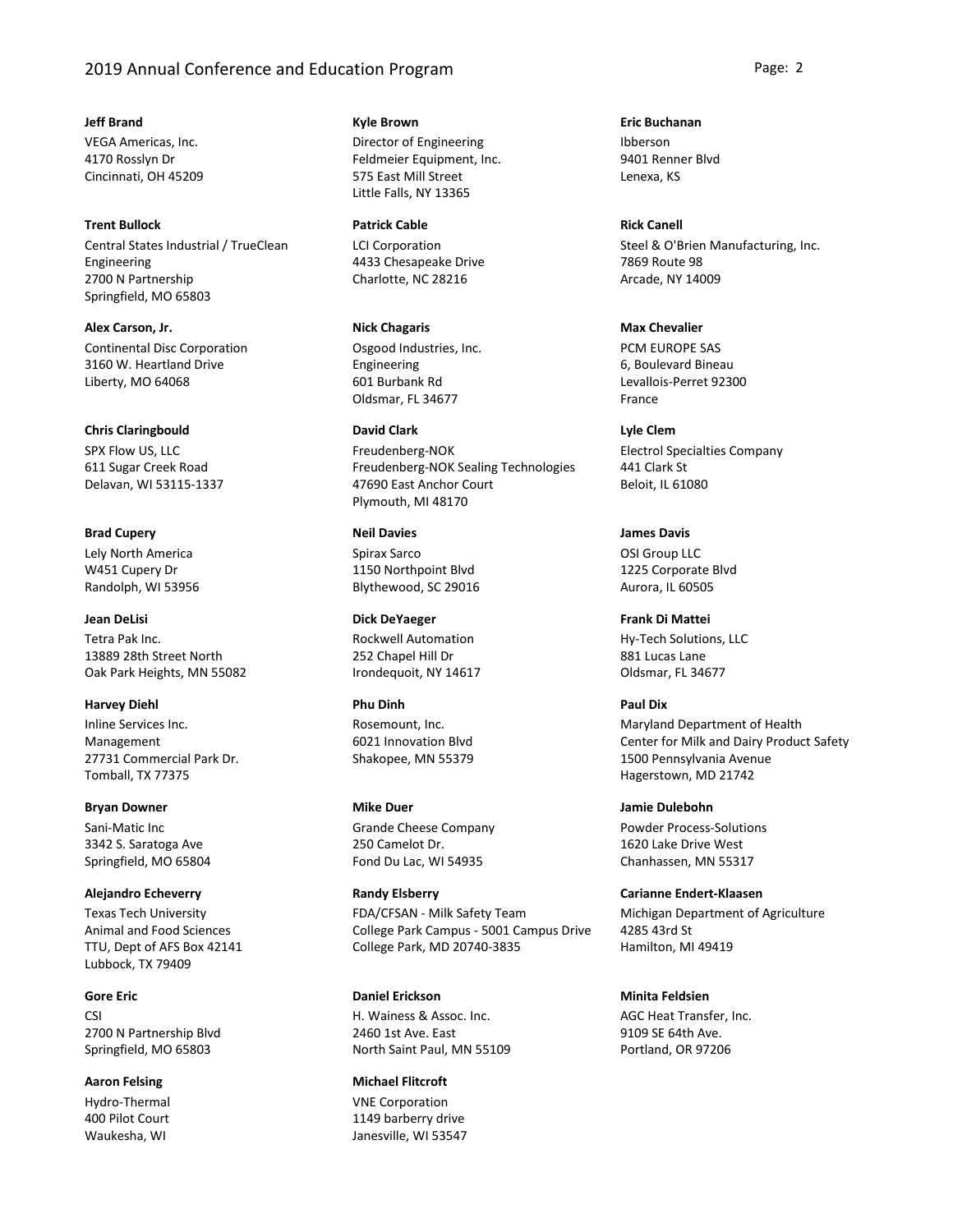**Jeff Brand**
VEGA Americas, Inc.
4170 Rosslyn Dr
Cincinnati, OH 45209

**Kyle Brown**
Director of Engineering
Feldmeier Equipment, Inc.
575 East Mill Street
Little Falls, NY 13365

**Eric Buchanan**
Ibberson
9401 Renner Blvd
Lenexa, KS

**Trent Bullock**
Central States Industrial / TrueClean Engineering
2700 N Partnership
Springfield, MO 65803

**Patrick Cable**
LCI Corporation
4433 Chesapeake Drive
Charlotte, NC 28216

**Rick Canell**
Steel & O'Brien Manufacturing, Inc.
7869 Route 98
Arcade, NY 14009

**Alex Carson, Jr.**
Continental Disc Corporation
3160 W. Heartland Drive
Liberty, MO 64068

**Nick Chagaris**
Osgood Industries, Inc.
Engineering
601 Burbank Rd
Oldsmar, FL 34677

**Max Chevalier**
PCM EUROPE SAS
6, Boulevard Bineau
Levallois-Perret 92300
France

**Chris Claringbould**
SPX Flow US, LLC
611 Sugar Creek Road
Delavan, WI 53115-1337

**David Clark**
Freudenberg-NOK
Freudenberg-NOK Sealing Technologies
47690 East Anchor Court
Plymouth, MI 48170

**Lyle Clem**
Electrol Specialties Company
441 Clark St
Beloit, IL 61080

**Brad Cupery**
Lely North America
W451 Cupery Dr
Randolph, WI 53956

**Neil Davies**
Spirax Sarco
1150 Northpoint Blvd
Blythewood, SC 29016

**James Davis**
OSI Group LLC
1225 Corporate Blvd
Aurora, IL 60505

**Jean DeLisi**
Tetra Pak Inc.
13889 28th Street North
Oak Park Heights, MN 55082

**Dick DeYaeger**
Rockwell Automation
252 Chapel Hill Dr
Irondequoit, NY 14617

**Frank Di Mattei**
Hy-Tech Solutions, LLC
881 Lucas Lane
Oldsmar, FL 34677

**Harvey Diehl**
Inline Services Inc.
Management
27731 Commercial Park Dr.
Tomball, TX 77375

**Phu Dinh**
Rosemount, Inc.
6021 Innovation Blvd
Shakopee, MN 55379

**Paul Dix**
Maryland Department of Health
Center for Milk and Dairy Product Safety
1500 Pennsylvania Avenue
Hagerstown, MD 21742

**Bryan Downer**
Sani-Matic Inc
3342 S. Saratoga Ave
Springfield, MO 65804

**Mike Duer**
Grande Cheese Company
250 Camelot Dr.
Fond Du Lac, WI 54935

**Jamie Dulebohn**
Powder Process-Solutions
1620 Lake Drive West
Chanhassen, MN 55317

**Alejandro Echeverry**
Texas Tech University
Animal and Food Sciences
TTU, Dept of AFS Box 42141
Lubbock, TX 79409

**Randy Elsberry**
FDA/CFSAN - Milk Safety Team
College Park Campus - 5001 Campus Drive
College Park, MD 20740-3835

**Carianne Endert-Klaasen**
Michigan Department of Agriculture
4285 43rd St
Hamilton, MI 49419

**Gore Eric**
CSI
2700 N Partnership Blvd
Springfield, MO 65803

**Daniel Erickson**
H. Wainess & Assoc. Inc.
2460 1st Ave. East
North Saint Paul, MN 55109

**Minita Feldsien**
AGC Heat Transfer, Inc.
9109 SE 64th Ave.
Portland, OR 97206

**Aaron Felsing**
Hydro-Thermal
400 Pilot Court
Waukesha, WI

**Michael Flitcroft**
VNE Corporation
1149 barberry drive
Janesville, WI 53547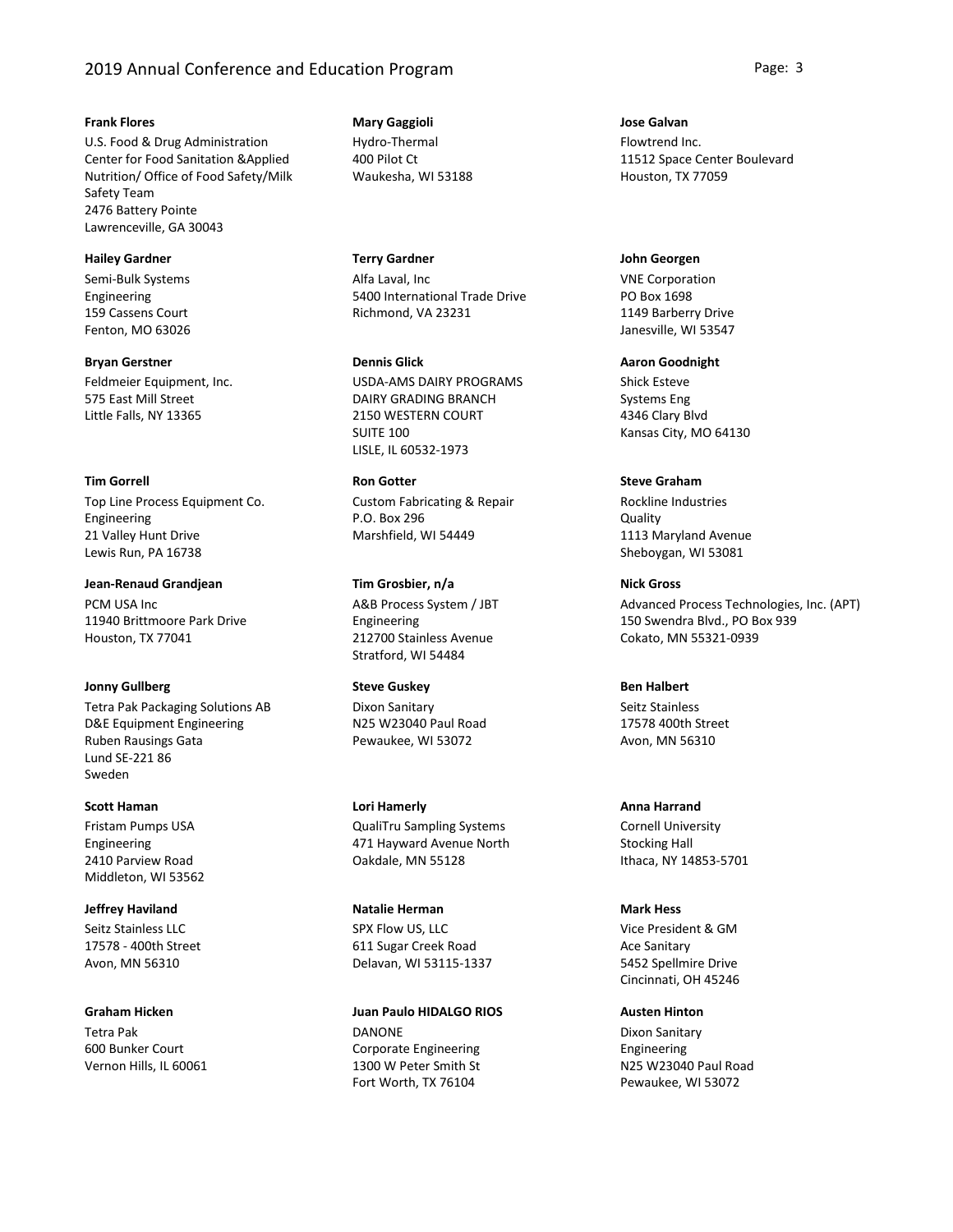**Frank Flores**
U.S. Food & Drug Administration
Center for Food Sanitation &Applied Nutrition/ Office of Food Safety/Milk Safety Team
2476 Battery Pointe
Lawrenceville, GA 30043

**Mary Gaggioli**
Hydro-Thermal
400 Pilot Ct
Waukesha, WI 53188

**Jose Galvan**
Flowtrend Inc.
11512 Space Center Boulevard
Houston, TX 77059

**Hailey Gardner**
Semi-Bulk Systems
Engineering
159 Cassens Court
Fenton, MO 63026

**Terry Gardner**
Alfa Laval, Inc
5400 International Trade Drive
Richmond, VA 23231

**John Georgen**
VNE Corporation
PO Box 1698
1149 Barberry Drive
Janesville, WI 53547

**Bryan Gerstner**
Feldmeier Equipment, Inc.
575 East Mill Street
Little Falls, NY 13365

**Dennis Glick**
USDA-AMS DAIRY PROGRAMS
DAIRY GRADING BRANCH
2150 WESTERN COURT
SUITE 100
LISLE, IL 60532-1973

**Aaron Goodnight**
Shick Esteve
Systems Eng
4346 Clary Blvd
Kansas City, MO 64130

**Tim Gorrell**
Top Line Process Equipment Co.
Engineering
21 Valley Hunt Drive
Lewis Run, PA 16738

**Ron Gotter**
Custom Fabricating & Repair
P.O. Box 296
Marshfield, WI 54449

**Steve Graham**
Rockline Industries
Quality
1113 Maryland Avenue
Sheboygan, WI 53081

**Jean-Renaud Grandjean**
PCM USA Inc
11940 Brittmoore Park Drive
Houston, TX 77041

**Tim Grosbier, n/a**
A&B Process System / JBT
Engineering
212700 Stainless Avenue
Stratford, WI 54484

**Nick Gross**
Advanced Process Technologies, Inc. (APT)
150 Swendra Blvd., PO Box 939
Cokato, MN 55321-0939

**Jonny Gullberg**
Tetra Pak Packaging Solutions AB
D&E Equipment Engineering
Ruben Rausings Gata
Lund SE-221 86
Sweden

**Steve Guskey**
Dixon Sanitary
N25 W23040 Paul Road
Pewaukee, WI 53072

**Ben Halbert**
Seitz Stainless
17578 400th Street
Avon, MN 56310

**Scott Haman**
Fristam Pumps USA
Engineering
2410 Parview Road
Middleton, WI 53562

**Lori Hamerly**
QualiTru Sampling Systems
471 Hayward Avenue North
Oakdale, MN 55128

**Anna Harrand**
Cornell University
Stocking Hall
Ithaca, NY 14853-5701

**Jeffrey Haviland**
Seitz Stainless LLC
17578 - 400th Street
Avon, MN 56310

**Natalie Herman**
SPX Flow US, LLC
611 Sugar Creek Road
Delavan, WI 53115-1337

**Mark Hess**
Vice President & GM
Ace Sanitary
5452 Spellmire Drive
Cincinnati, OH 45246

**Graham Hicken**
Tetra Pak
600 Bunker Court
Vernon Hills, IL 60061

**Juan Paulo HIDALGO RIOS**
DANONE
Corporate Engineering
1300 W Peter Smith St
Fort Worth, TX 76104

**Austen Hinton**
Dixon Sanitary
Engineering
N25 W23040 Paul Road
Pewaukee, WI 53072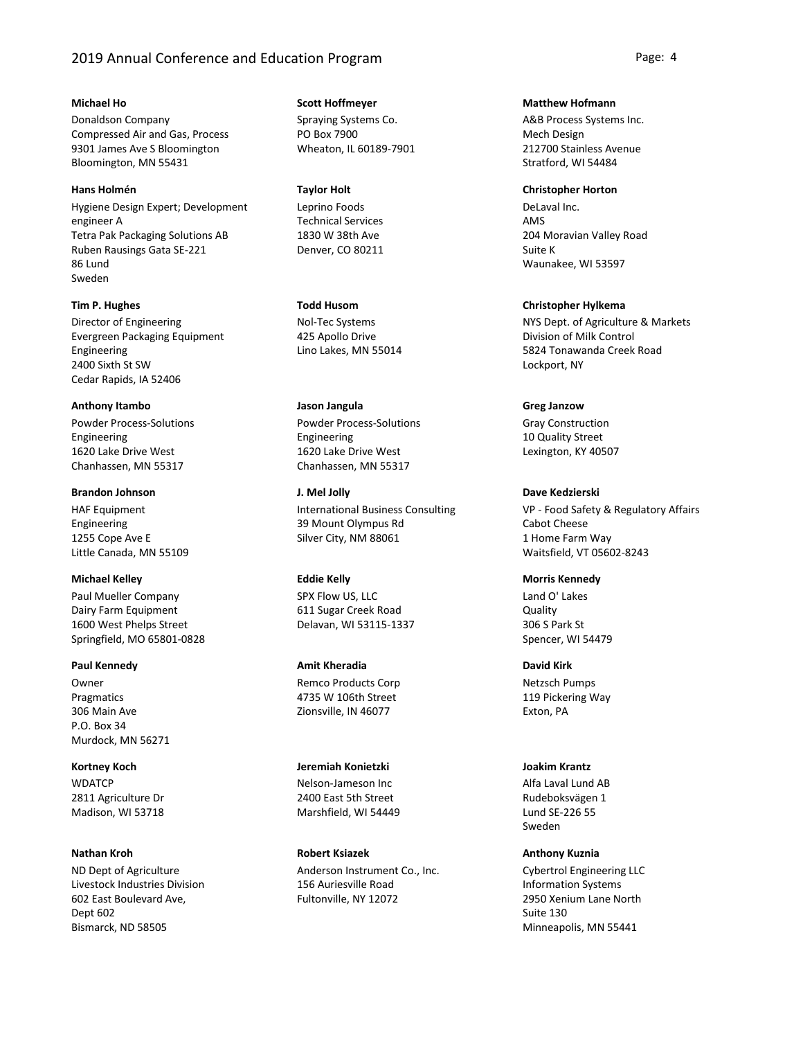**Michael Ho**
Donaldson Company
Compressed Air and Gas, Process
9301 James Ave S Bloomington
Bloomington, MN 55431

**Scott Hoffmeyer**
Spraying Systems Co.
PO Box 7900
Wheaton, IL 60189-7901

**Matthew Hofmann**
A&B Process Systems Inc.
Mech Design
212700 Stainless Avenue
Stratford, WI 54484

**Hans Holmén**
Hygiene Design Expert; Development engineer A
Tetra Pak Packaging Solutions AB
Ruben Rausings Gata SE-221
86 Lund
Sweden

**Taylor Holt**
Leprino Foods
Technical Services
1830 W 38th Ave
Denver, CO 80211

**Christopher Horton**
DeLaval Inc.
AMS
204 Moravian Valley Road
Suite K
Waunakee, WI 53597

**Tim P. Hughes**
Director of Engineering
Evergreen Packaging Equipment
Engineering
2400 Sixth St SW
Cedar Rapids, IA 52406

**Todd Husom**
Nol-Tec Systems
425 Apollo Drive
Lino Lakes, MN 55014

**Christopher Hylkema**
NYS Dept. of Agriculture & Markets
Division of Milk Control
5824 Tonawanda Creek Road
Lockport, NY

**Anthony Itambo**
Powder Process-Solutions
Engineering
1620 Lake Drive West
Chanhassen, MN 55317

**Jason Jangula**
Powder Process-Solutions
Engineering
1620 Lake Drive West
Chanhassen, MN 55317

**Greg Janzow**
Gray Construction
10 Quality Street
Lexington, KY 40507

**Brandon Johnson**
HAF Equipment
Engineering
1255 Cope Ave E
Little Canada, MN 55109

**J. Mel Jolly**
International Business Consulting
39 Mount Olympus Rd
Silver City, NM 88061

**Dave Kedzierski**
VP - Food Safety & Regulatory Affairs
Cabot Cheese
1 Home Farm Way
Waitsfield, VT 05602-8243

**Michael Kelley**
Paul Mueller Company
Dairy Farm Equipment
1600 West Phelps Street
Springfield, MO 65801-0828

**Eddie Kelly**
SPX Flow US, LLC
611 Sugar Creek Road
Delavan, WI 53115-1337

**Morris Kennedy**
Land O' Lakes
Quality
306 S Park St
Spencer, WI 54479

**Paul Kennedy**
Owner
Pragmatics
306 Main Ave
P.O. Box 34
Murdock, MN 56271

**Amit Kheradia**
Remco Products Corp
4735 W 106th Street
Zionsville, IN 46077

**David Kirk**
Netzsch Pumps
119 Pickering Way
Exton, PA

**Kortney Koch**
WDATCP
2811 Agriculture Dr
Madison, WI 53718

**Jeremiah Konietzki**
Nelson-Jameson Inc
2400 East 5th Street
Marshfield, WI 54449

**Joakim Krantz**
Alfa Laval Lund AB
Rudeboksvägen 1
Lund SE-226 55
Sweden

**Nathan Kroh**
ND Dept of Agriculture
Livestock Industries Division
602 East Boulevard Ave,
Dept 602
Bismarck, ND 58505

**Robert Ksiazek**
Anderson Instrument Co., Inc.
156 Auriesville Road
Fultonville, NY 12072

**Anthony Kuznia**
Cybertrol Engineering LLC
Information Systems
2950 Xenium Lane North
Suite 130
Minneapolis, MN 55441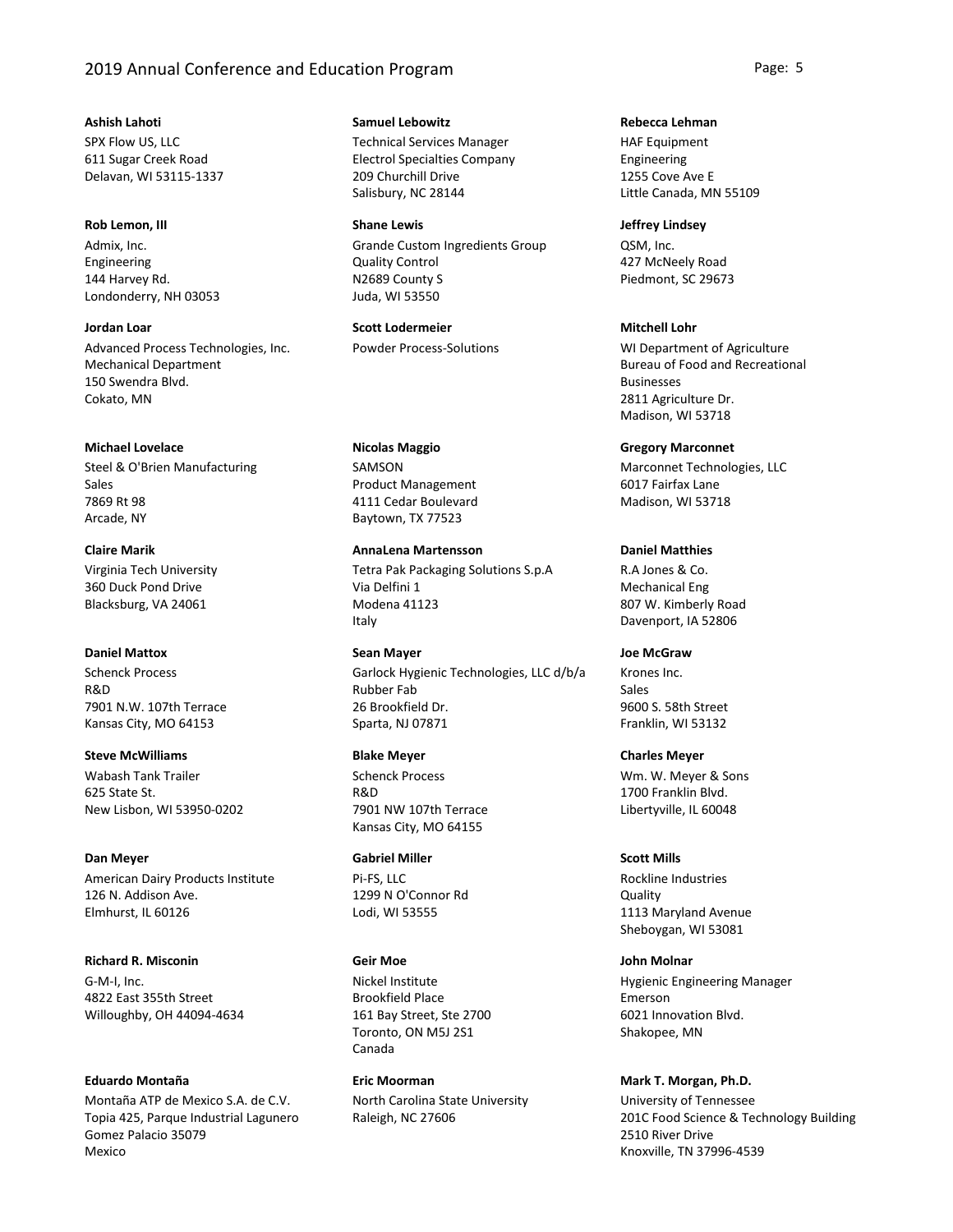**Ashish Lahoti**
SPX Flow US, LLC
611 Sugar Creek Road
Delavan, WI 53115-1337

**Samuel Lebowitz**
Technical Services Manager
Electrol Specialties Company
209 Churchill Drive
Salisbury, NC 28144

**Rebecca Lehman**
HAF Equipment
Engineering
1255 Cove Ave E
Little Canada, MN 55109

**Rob Lemon, III**
Admix, Inc.
Engineering
144 Harvey Rd.
Londonderry, NH 03053

**Shane Lewis**
Grande Custom Ingredients Group
Quality Control
N2689 County S
Juda, WI 53550

**Jeffrey Lindsey**
QSM, Inc.
427 McNeely Road
Piedmont, SC 29673

**Jordan Loar**
Advanced Process Technologies, Inc.
Mechanical Department
150 Swendra Blvd.
Cokato, MN

**Scott Lodermeier**
Powder Process-Solutions

**Mitchell Lohr**
WI Department of Agriculture
Bureau of Food and Recreational Businesses
2811 Agriculture Dr.
Madison, WI 53718

**Michael Lovelace**
Steel & O'Brien Manufacturing
Sales
7869 Rt 98
Arcade, NY

**Nicolas Maggio**
SAMSON
Product Management
4111 Cedar Boulevard
Baytown, TX 77523

**Gregory Marconnet**
Marconnet Technologies, LLC
6017 Fairfax Lane
Madison, WI 53718

**Claire Marik**
Virginia Tech University
360 Duck Pond Drive
Blacksburg, VA 24061

**AnnaLena Martensson**
Tetra Pak Packaging Solutions S.p.A
Via Delfini 1
Modena 41123
Italy

**Daniel Matthies**
R.A Jones & Co.
Mechanical Eng
807 W. Kimberly Road
Davenport, IA 52806

**Daniel Mattox**
Schenck Process
R&D
7901 N.W. 107th Terrace
Kansas City, MO 64153

**Sean Mayer**
Garlock Hygienic Technologies, LLC d/b/a Rubber Fab
26 Brookfield Dr.
Sparta, NJ 07871

**Joe McGraw**
Krones Inc.
Sales
9600 S. 58th Street
Franklin, WI 53132

**Steve McWilliams**
Wabash Tank Trailer
625 State St.
New Lisbon, WI 53950-0202

**Blake Meyer**
Schenck Process
R&D
7901 NW 107th Terrace
Kansas City, MO 64155

**Charles Meyer**
Wm. W. Meyer & Sons
1700 Franklin Blvd.
Libertyville, IL 60048

**Dan Meyer**
American Dairy Products Institute
126 N. Addison Ave.
Elmhurst, IL 60126

**Gabriel Miller**
Pi-FS, LLC
1299 N O'Connor Rd
Lodi, WI 53555

**Scott Mills**
Rockline Industries
Quality
1113 Maryland Avenue
Sheboygan, WI 53081

**Richard R. Misconin**
G-M-I, Inc.
4822 East 355th Street
Willoughby, OH 44094-4634

**Geir Moe**
Nickel Institute
Brookfield Place
161 Bay Street, Ste 2700
Toronto, ON M5J 2S1
Canada

**John Molnar**
Hygienic Engineering Manager
Emerson
6021 Innovation Blvd.
Shakopee, MN

**Eduardo Montaña**
Montaña ATP de Mexico S.A. de C.V.
Topia 425, Parque Industrial Lagunero
Gomez Palacio 35079
Mexico

**Eric Moorman**
North Carolina State University
Raleigh, NC 27606

**Mark T. Morgan, Ph.D.**
University of Tennessee
201C Food Science & Technology Building
2510 River Drive
Knoxville, TN 37996-4539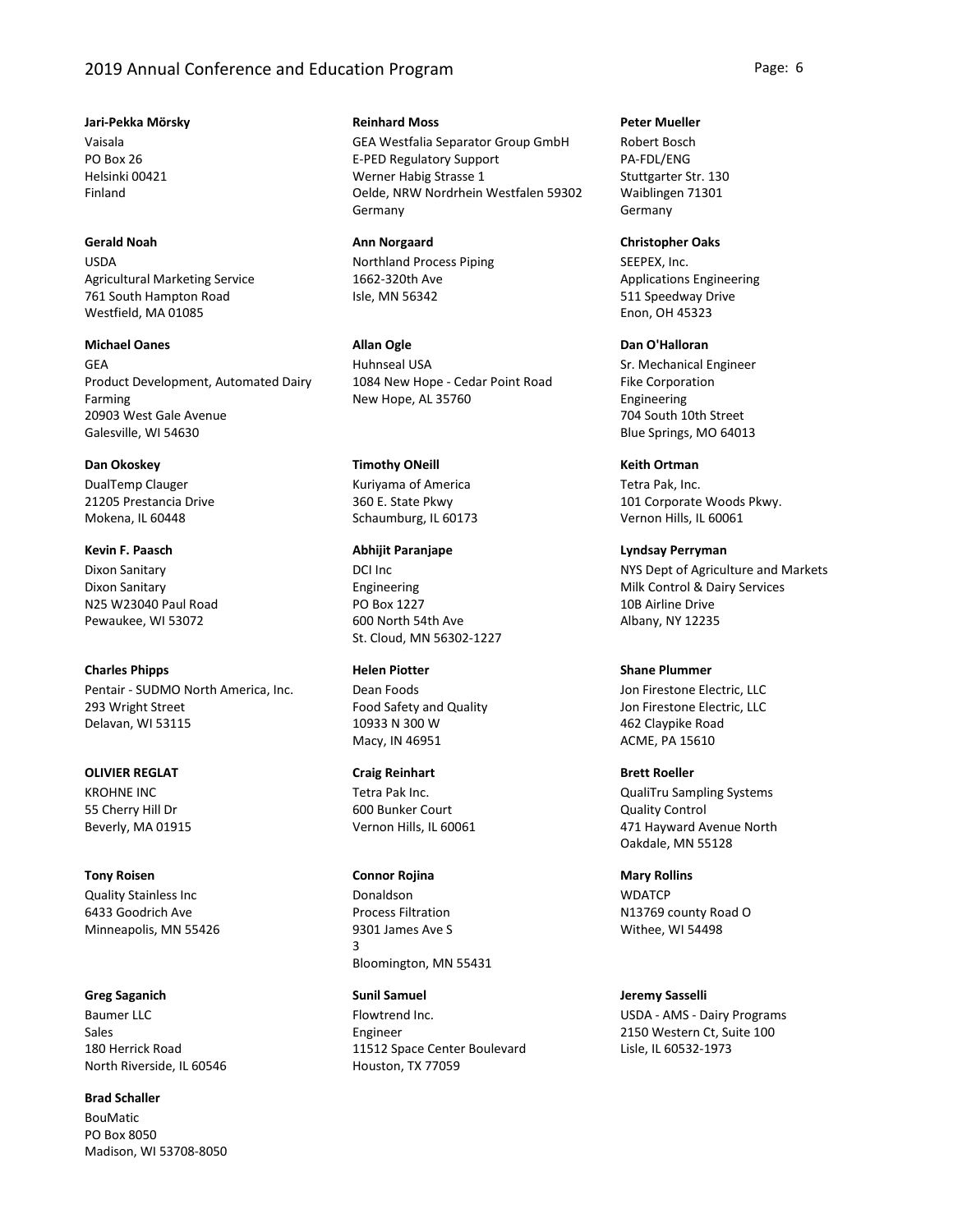**Jari-Pekka Mörsky**
Vaisala
PO Box 26
Helsinki 00421
Finland

**Reinhard Moss**
GEA Westfalia Separator Group GmbH
E-PED Regulatory Support
Werner Habig Strasse 1
Oelde, NRW Nordrhein Westfalen 59302
Germany

**Peter Mueller**
Robert Bosch
PA-FDL/ENG
Stuttgarter Str. 130
Waiblingen 71301
Germany

**Gerald Noah**
USDA
Agricultural Marketing Service
761 South Hampton Road
Westfield, MA 01085

**Ann Norgaard**
Northland Process Piping
1662-320th Ave
Isle, MN 56342

**Christopher Oaks**
SEEPEX, Inc.
Applications Engineering
511 Speedway Drive
Enon, OH 45323

**Michael Oanes**
GEA
Product Development, Automated Dairy Farming
20903 West Gale Avenue
Galesville, WI 54630

**Allan Ogle**
Huhnseal USA
1084 New Hope - Cedar Point Road
New Hope, AL 35760

**Dan O'Halloran**
Sr. Mechanical Engineer
Fike Corporation
Engineering
704 South 10th Street
Blue Springs, MO 64013

**Dan Okoskey**
DualTemp Clauger
21205 Prestancia Drive
Mokena, IL 60448

**Timothy ONeill**
Kuriyama of America
360 E. State Pkwy
Schaumburg, IL 60173

**Keith Ortman**
Tetra Pak, Inc.
101 Corporate Woods Pkwy.
Vernon Hills, IL 60061

**Kevin F. Paasch**
Dixon Sanitary
Dixon Sanitary
N25 W23040 Paul Road
Pewaukee, WI 53072

**Abhijit Paranjape**
DCI Inc
Engineering
PO Box 1227
600 North 54th Ave
St. Cloud, MN 56302-1227

**Lyndsay Perryman**
NYS Dept of Agriculture and Markets
Milk Control & Dairy Services
10B Airline Drive
Albany, NY 12235

**Charles Phipps**
Pentair - SUDMO North America, Inc.
293 Wright Street
Delavan, WI 53115

**Helen Piotter**
Dean Foods
Food Safety and Quality
10933 N 300 W
Macy, IN 46951

**Shane Plummer**
Jon Firestone Electric, LLC
Jon Firestone Electric, LLC
462 Claypike Road
ACME, PA 15610

**OLIVIER REGLAT**
KROHNE INC
55 Cherry Hill Dr
Beverly, MA 01915

**Craig Reinhart**
Tetra Pak Inc.
600 Bunker Court
Vernon Hills, IL 60061

**Brett Roeller**
QualiTru Sampling Systems
Quality Control
471 Hayward Avenue North
Oakdale, MN 55128

**Tony Roisen**
Quality Stainless Inc
6433 Goodrich Ave
Minneapolis, MN 55426

**Connor Rojina**
Donaldson
Process Filtration
9301 James Ave S
3
Bloomington, MN 55431

**Mary Rollins**
WDATCP
N13769 county Road O
Withee, WI 54498

**Greg Saganich**
Baumer LLC
Sales
180 Herrick Road
North Riverside, IL 60546

**Sunil Samuel**
Flowtrend Inc.
Engineer
11512 Space Center Boulevard
Houston, TX 77059

**Jeremy Sasselli**
USDA - AMS - Dairy Programs
2150 Western Ct, Suite 100
Lisle, IL 60532-1973

**Brad Schaller**
BouMatic
PO Box 8050
Madison, WI 53708-8050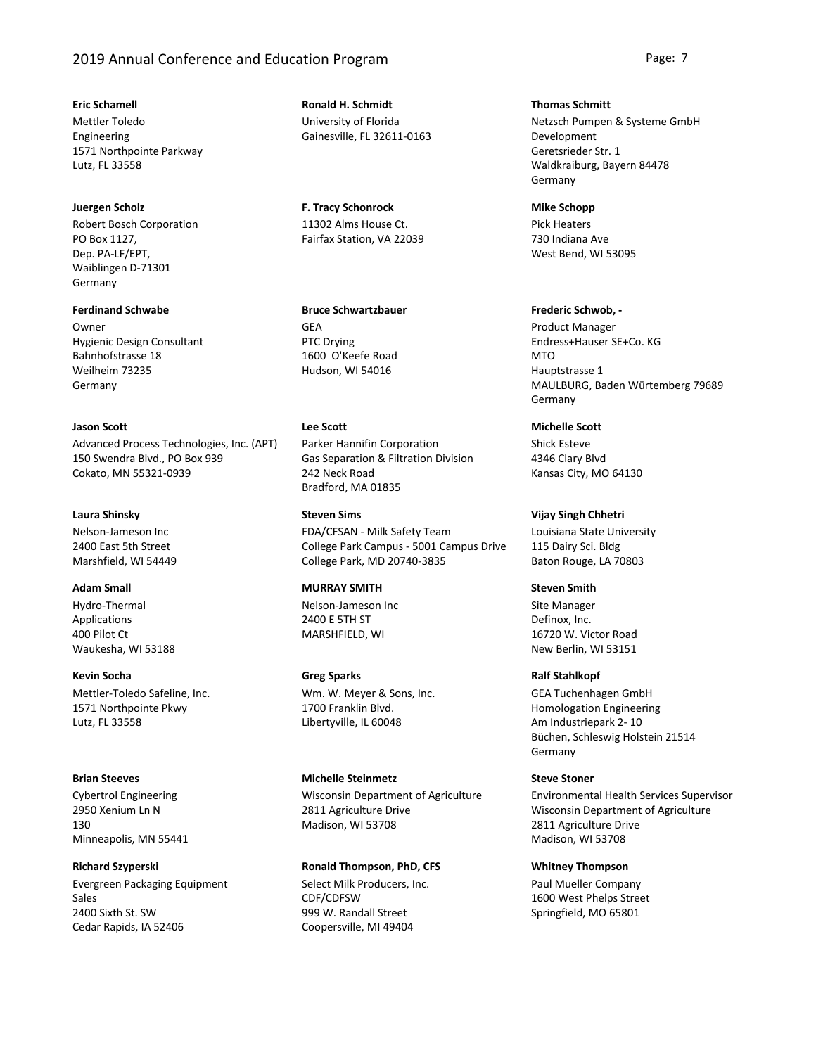**Eric Schamell**
Mettler Toledo
Engineering
1571 Northpointe Parkway
Lutz, FL 33558

**Ronald H. Schmidt**
University of Florida
Gainesville, FL 32611-0163

**Thomas Schmitt**
Netzsch Pumpen & Systeme GmbH
Development
Geretsrieder Str. 1
Waldkraiburg, Bayern 84478
Germany

**Juergen Scholz**
Robert Bosch Corporation
PO Box 1127,
Dep. PA-LF/EPT,
Waiblingen D-71301
Germany

**F. Tracy Schonrock**
11302 Alms House Ct.
Fairfax Station, VA 22039

**Mike Schopp**
Pick Heaters
730 Indiana Ave
West Bend, WI 53095

**Ferdinand Schwabe**
Owner
Hygienic Design Consultant
Bahnhofstrasse 18
Weilheim 73235
Germany

**Bruce Schwartzbauer**
GEA
PTC Drying
1600 O'Keefe Road
Hudson, WI 54016

**Frederic Schwob, -**
Product Manager
Endress+Hauser SE+Co. KG
MTO
Hauptstrasse 1
MAULBURG, Baden Würtemberg 79689
Germany

**Jason Scott**
Advanced Process Technologies, Inc. (APT)
150 Swendra Blvd., PO Box 939
Cokato, MN 55321-0939

**Lee Scott**
Parker Hannifin Corporation
Gas Separation & Filtration Division
242 Neck Road
Bradford, MA 01835

**Michelle Scott**
Shick Esteve
4346 Clary Blvd
Kansas City, MO 64130

**Laura Shinsky**
Nelson-Jameson Inc
2400 East 5th Street
Marshfield, WI 54449

**Steven Sims**
FDA/CFSAN - Milk Safety Team
College Park Campus - 5001 Campus Drive
College Park, MD 20740-3835

**Vijay Singh Chhetri**
Louisiana State University
115 Dairy Sci. Bldg
Baton Rouge, LA 70803

**Adam Small**
Hydro-Thermal
Applications
400 Pilot Ct
Waukesha, WI 53188

**MURRAY SMITH**
Nelson-Jameson Inc
2400 E 5TH ST
MARSHFIELD, WI

**Steven Smith**
Site Manager
Definox, Inc.
16720 W. Victor Road
New Berlin, WI 53151

**Kevin Socha**
Mettler-Toledo Safeline, Inc.
1571 Northpointe Pkwy
Lutz, FL 33558

**Greg Sparks**
Wm. W. Meyer & Sons, Inc.
1700 Franklin Blvd.
Libertyville, IL 60048

**Ralf Stahlkopf**
GEA Tuchenhagen GmbH
Homologation Engineering
Am Industriepark 2- 10
Büchen, Schleswig Holstein 21514
Germany

**Brian Steeves**
Cybertrol Engineering
2950 Xenium Ln N
130
Minneapolis, MN 55441

**Michelle Steinmetz**
Wisconsin Department of Agriculture
2811 Agriculture Drive
Madison, WI 53708

**Steve Stoner**
Environmental Health Services Supervisor
Wisconsin Department of Agriculture
2811 Agriculture Drive
Madison, WI 53708

**Richard Szyperski**
Evergreen Packaging Equipment
Sales
2400 Sixth St. SW
Cedar Rapids, IA 52406

**Ronald Thompson, PhD, CFS**
Select Milk Producers, Inc.
CDF/CDFSW
999 W. Randall Street
Coopersville, MI 49404

**Whitney Thompson**
Paul Mueller Company
1600 West Phelps Street
Springfield, MO 65801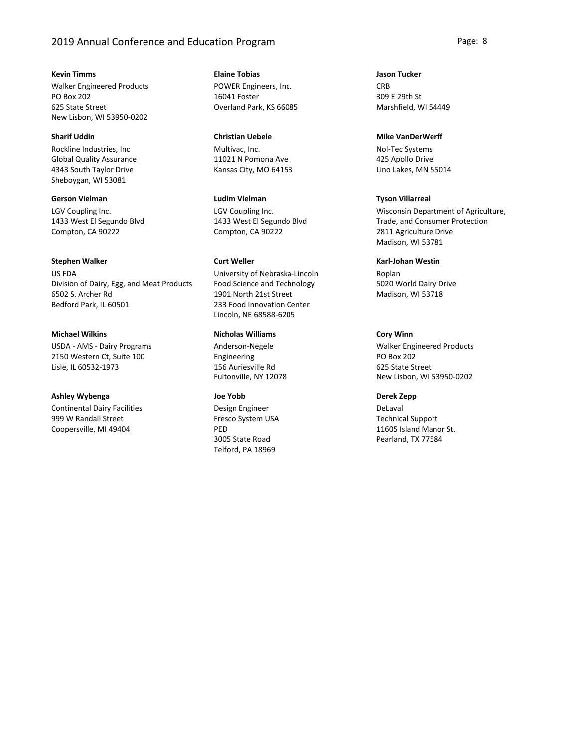**Kevin Timms**
Walker Engineered Products
PO Box 202
625 State Street
New Lisbon, WI 53950-0202

**Elaine Tobias**
POWER Engineers, Inc.
16041 Foster
Overland Park, KS 66085

**Jason Tucker**
CRB
309 E 29th St
Marshfield, WI 54449

**Sharif Uddin**
Rockline Industries, Inc
Global Quality Assurance
4343 South Taylor Drive
Sheboygan, WI 53081

**Christian Uebele**
Multivac, Inc.
11021 N Pomona Ave.
Kansas City, MO 64153

**Mike VanDerWerff**
Nol-Tec Systems
425 Apollo Drive
Lino Lakes, MN 55014

**Gerson Vielman**
LGV Coupling Inc.
1433 West El Segundo Blvd
Compton, CA 90222

**Ludim Vielman**
LGV Coupling Inc.
1433 West El Segundo Blvd
Compton, CA 90222

**Tyson Villarreal**
Wisconsin Department of Agriculture, Trade, and Consumer Protection
2811 Agriculture Drive
Madison, WI 53781

**Stephen Walker**
US FDA
Division of Dairy, Egg, and Meat Products
6502 S. Archer Rd
Bedford Park, IL 60501

**Curt Weller**
University of Nebraska-Lincoln
Food Science and Technology
1901 North 21st Street
233 Food Innovation Center
Lincoln, NE 68588-6205

**Karl-Johan Westin**
Roplan
5020 World Dairy Drive
Madison, WI 53718

**Michael Wilkins**
USDA - AMS - Dairy Programs
2150 Western Ct, Suite 100
Lisle, IL 60532-1973

**Nicholas Williams**
Anderson-Negele
Engineering
156 Auriesville Rd
Fultonville, NY 12078

**Cory Winn**
Walker Engineered Products
PO Box 202
625 State Street
New Lisbon, WI 53950-0202

**Ashley Wybenga**
Continental Dairy Facilities
999 W Randall Street
Coopersville, MI 49404

**Joe Yobb**
Design Engineer
Fresco System USA
PED
3005 State Road
Telford, PA 18969

**Derek Zepp**
DeLaval
Technical Support
11605 Island Manor St.
Pearland, TX 77584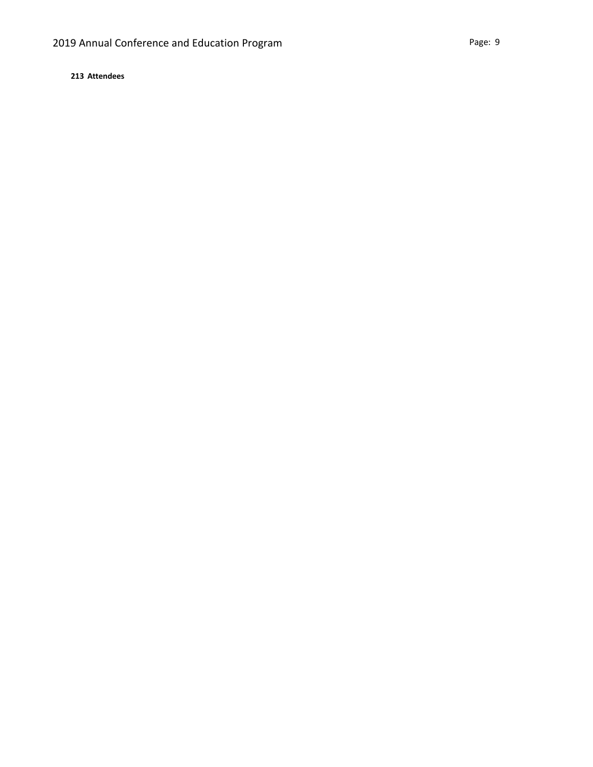**213 Attendees**